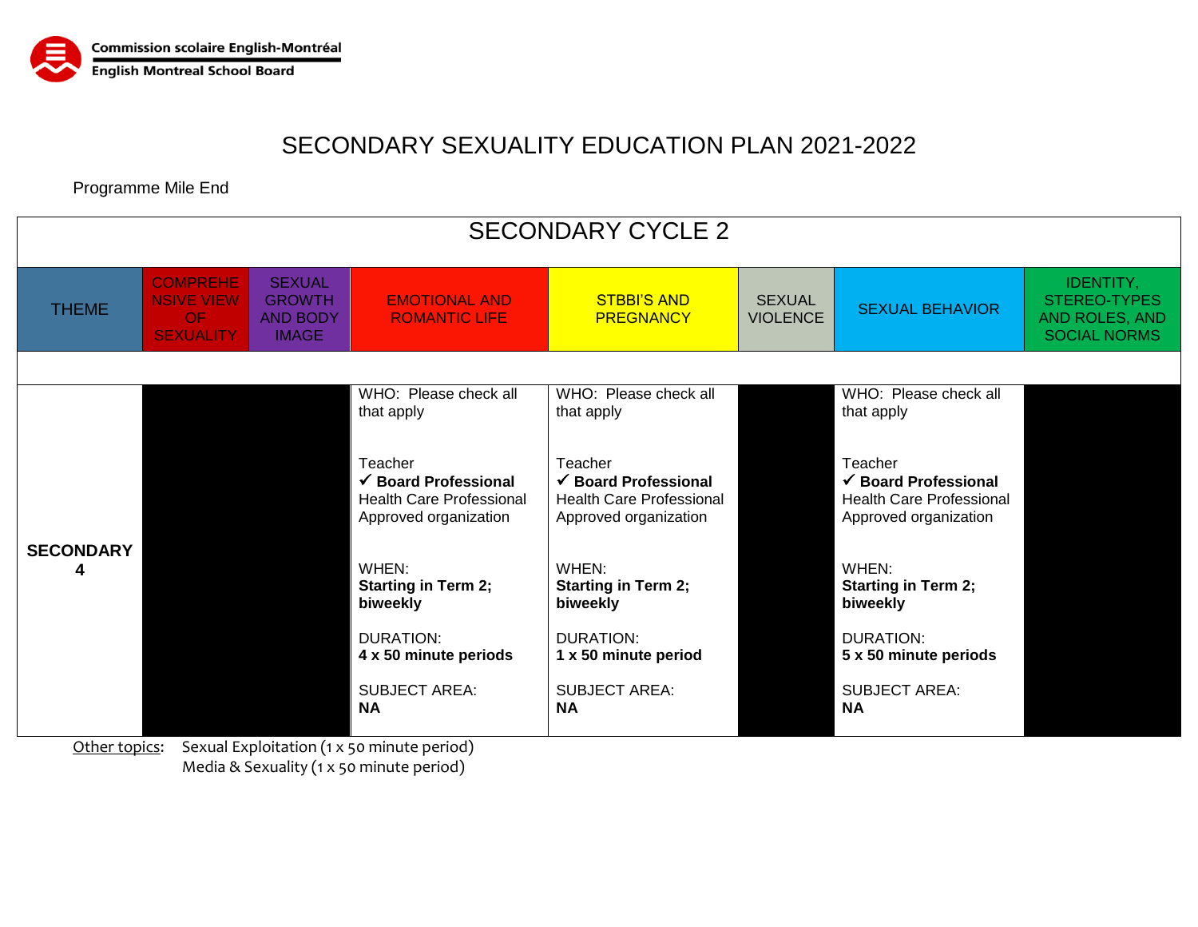Commission scolaire English-Montréal
English Montreal School Board

# SECONDARY SEXUALITY EDUCATION PLAN 2021-2022

Programme Mile End

| SECONDARY CYCLE 2 | | | | | | | |
|---|---|---|---|---|---|---|---|
| THEME | COMPREHENSIVE VIEW OF SEXUALITY | SEXUAL GROWTH AND BODY IMAGE | EMOTIONAL AND ROMANTIC LIFE | STBBI'S AND PREGNANCY | SEXUAL VIOLENCE | SEXUAL BEHAVIOR | IDENTITY, STEREO-TYPES AND ROLES, AND SOCIAL NORMS |
| **SECONDARY 4** | | | WHO: Please check all that apply<br><br>Teacher<br>✓ **Board Professional**<br>Health Care Professional<br>Approved organization<br><br>WHEN:<br>**Starting in Term 2; biweekly**<br><br>DURATION:<br>**4 x 50 minute periods**<br><br>SUBJECT AREA:<br>**NA** | WHO: Please check all that apply<br><br>Teacher<br>✓ **Board Professional**<br>Health Care Professional<br>Approved organization<br><br>WHEN:<br>**Starting in Term 2; biweekly**<br><br>DURATION:<br>**1 x 50 minute period**<br><br>SUBJECT AREA:<br>**NA** | | WHO: Please check all that apply<br><br>Teacher<br>✓ **Board Professional**<br>Health Care Professional<br>Approved organization<br><br>WHEN:<br>**Starting in Term 2; biweekly**<br><br>DURATION:<br>**5 x 50 minute periods**<br><br>SUBJECT AREA:<br>**NA** | |

Other topics: Sexual Exploitation (1 x 50 minute period)
Media & Sexuality (1 x 50 minute period)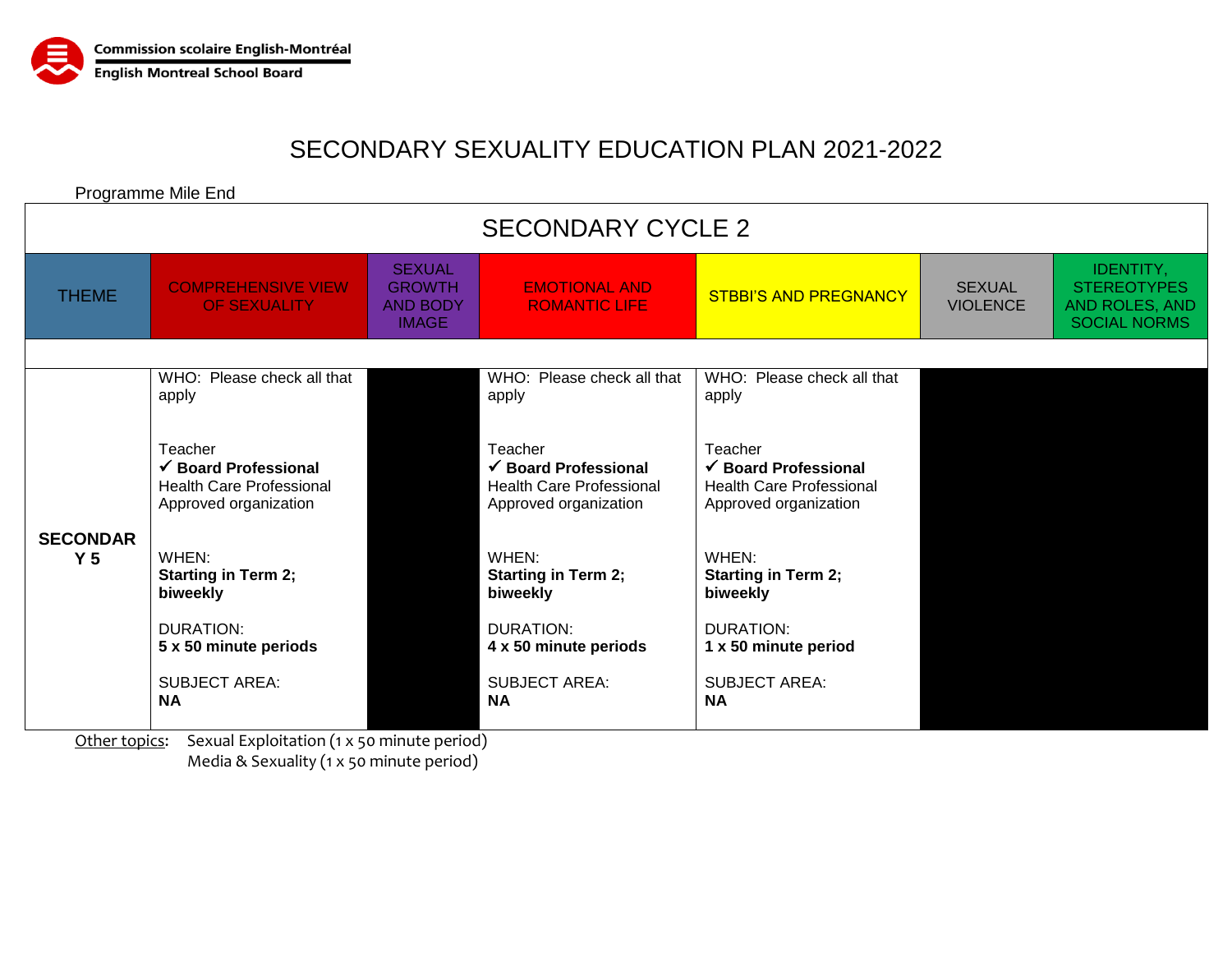Commission scolaire English-Montréal
English Montreal School Board

# SECONDARY SEXUALITY EDUCATION PLAN 2021-2022

Programme Mile End

| SECONDARY CYCLE 2 | | | | | | |
|---|---|---|---|---|---|---|
| THEME | COMPREHENSIVE VIEW OF SEXUALITY | SEXUAL GROWTH AND BODY IMAGE | EMOTIONAL AND ROMANTIC LIFE | STBBI'S AND PREGNANCY | SEXUAL VIOLENCE | IDENTITY, STEREOTYPES AND ROLES, AND SOCIAL NORMS |
| **SECONDARY 5** | WHO: Please check all that apply<br><br>Teacher<br>✓ **Board Professional**<br>Health Care Professional<br>Approved organization<br><br>WHEN:<br>**Starting in Term 2; biweekly**<br><br>DURATION:<br>**5 x 50 minute periods**<br><br>SUBJECT AREA:<br>**NA** | | WHO: Please check all that apply<br><br>Teacher<br>✓ **Board Professional**<br>Health Care Professional<br>Approved organization<br><br>WHEN:<br>**Starting in Term 2; biweekly**<br><br>DURATION:<br>**4 x 50 minute periods**<br><br>SUBJECT AREA:<br>**NA** | WHO: Please check all that apply<br><br>Teacher<br>✓ **Board Professional**<br>Health Care Professional<br>Approved organization<br><br>WHEN:<br>**Starting in Term 2; biweekly**<br><br>DURATION:<br>**1 x 50 minute period**<br><br>SUBJECT AREA:<br>**NA** | | |

Other topics: Sexual Exploitation (1 x 50 minute period)
Media & Sexuality (1 x 50 minute period)